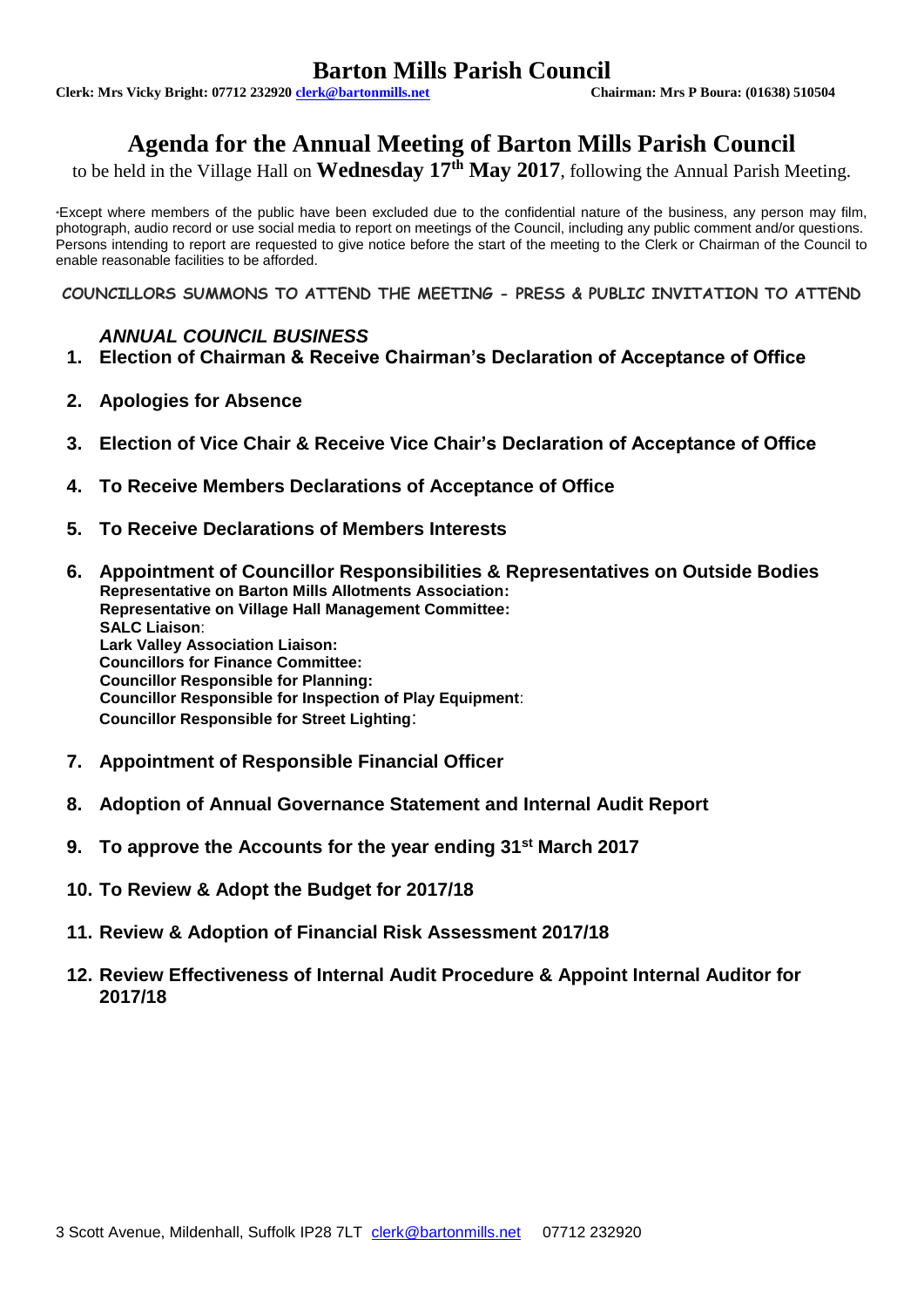# Barton Mills Parish Council

**Clerk: Mrs Vicky Bright: 07712 232920 clerk@bartonmills.net** **Chairman: Mrs P Boura: (01638) 510504**

## Agenda for the Annual Meeting of Barton Mills Parish Council

to be held in the Village Hall on **Wednesday 17th May 2017**, following the Annual Parish Meeting.

*Except where members of the public have been excluded due to the confidential nature of the business, any person may film, photograph, audio record or use social media to report on meetings of the Council, including any public comment and/or questions. Persons intending to report are requested to give notice before the start of the meeting to the Clerk or Chairman of the Council to enable reasonable facilities to be afforded.

**COUNCILLORS SUMMONS TO ATTEND THE MEETING - PRESS & PUBLIC INVITATION TO ATTEND**

***ANNUAL COUNCIL BUSINESS***

1. **Election of Chairman & Receive Chairman's Declaration of Acceptance of Office**
2. **Apologies for Absence**
3. **Election of Vice Chair & Receive Vice Chair's Declaration of Acceptance of Office**
4. **To Receive Members Declarations of Acceptance of Office**
5. **To Receive Declarations of Members Interests**
6. **Appointment of Councillor Responsibilities & Representatives on Outside Bodies**
   **Representative on Barton Mills Allotments Association:**
   **Representative on Village Hall Management Committee:**
   **SALC Liaison**:
   **Lark Valley Association Liaison:**
   **Councillors for Finance Committee:**
   **Councillor Responsible for Planning:**
   **Councillor Responsible for Inspection of Play Equipment**:
   **Councillor Responsible for Street Lighting**:
7. **Appointment of Responsible Financial Officer**
8. **Adoption of Annual Governance Statement and Internal Audit Report**
9. **To approve the Accounts for the year ending 31st March 2017**
10. **To Review & Adopt the Budget for 2017/18**
11. **Review & Adoption of Financial Risk Assessment 2017/18**
12. **Review Effectiveness of Internal Audit Procedure & Appoint Internal Auditor for 2017/18**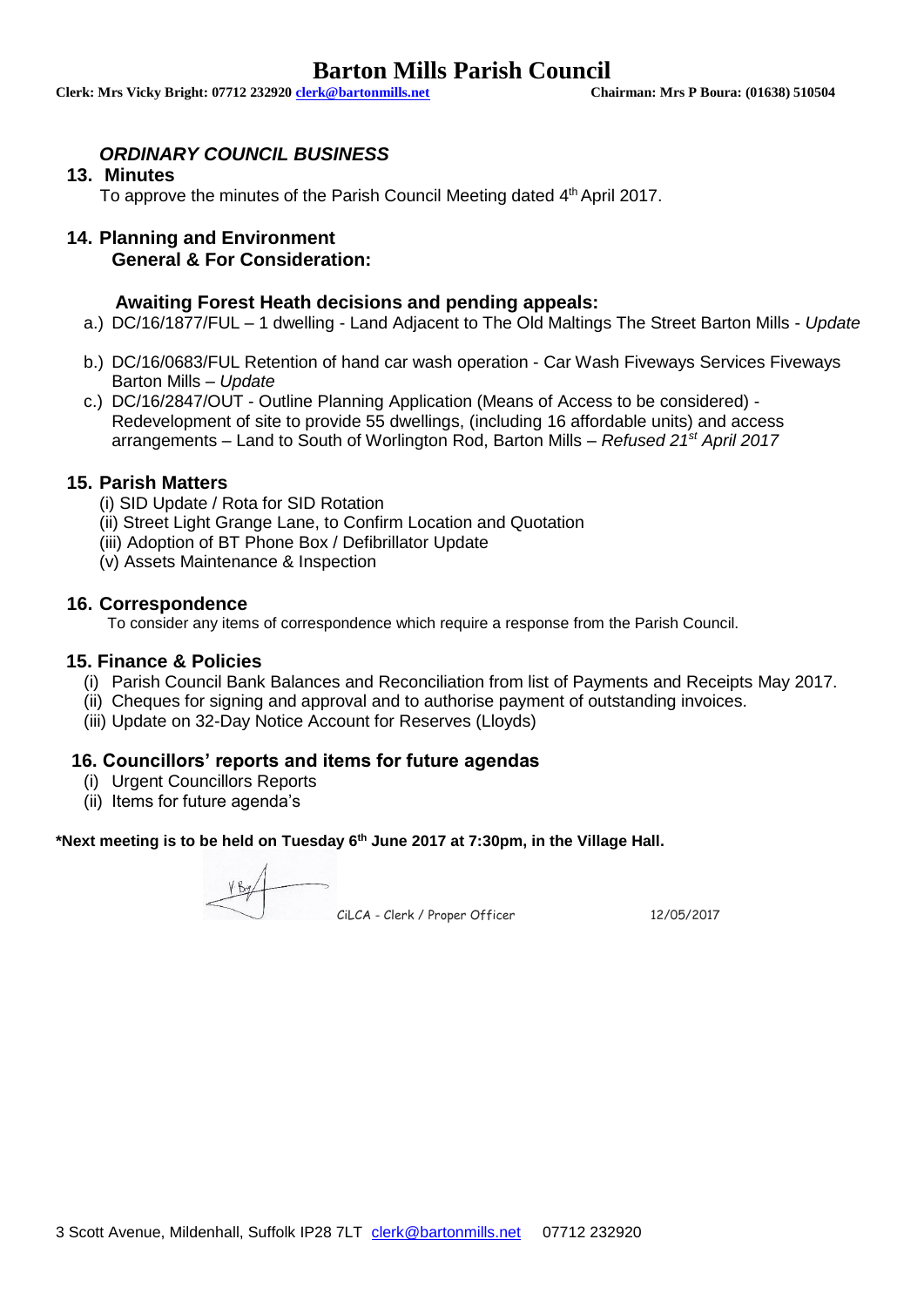# Barton Mills Parish Council

**Clerk: Mrs Vicky Bright: 07712 232920 clerk@bartonmills.net** **Chairman: Mrs P Boura: (01638) 510504**

### *ORDINARY COUNCIL BUSINESS*

**13. Minutes**

To approve the minutes of the Parish Council Meeting dated 4th April 2017.

**14. Planning and Environment**

**General & For Consideration:**

**Awaiting Forest Heath decisions and pending appeals:**

a.) DC/16/1877/FUL – 1 dwelling - Land Adjacent to The Old Maltings The Street Barton Mills - *Update*

b.) DC/16/0683/FUL Retention of hand car wash operation - Car Wash Fiveways Services Fiveways Barton Mills – *Update*

c.) DC/16/2847/OUT - Outline Planning Application (Means of Access to be considered) - Redevelopment of site to provide 55 dwellings, (including 16 affordable units) and access arrangements – Land to South of Worlington Rod, Barton Mills – *Refused 21st April 2017*

**15. Parish Matters**

(i) SID Update / Rota for SID Rotation
(ii) Street Light Grange Lane, to Confirm Location and Quotation
(iii) Adoption of BT Phone Box / Defibrillator Update
(v) Assets Maintenance & Inspection

**16. Correspondence**

To consider any items of correspondence which require a response from the Parish Council.

**15. Finance & Policies**

(i) Parish Council Bank Balances and Reconciliation from list of Payments and Receipts May 2017.
(ii) Cheques for signing and approval and to authorise payment of outstanding invoices.
(iii) Update on 32-Day Notice Account for Reserves (Lloyds)

**16. Councillors' reports and items for future agendas**

(i) Urgent Councillors Reports
(ii) Items for future agenda's

**\*Next meeting is to be held on Tuesday 6th June 2017 at 7:30pm, in the Village Hall.**

CiLCA - Clerk / Proper Officer 12/05/2017

3 Scott Avenue, Mildenhall, Suffolk IP28 7LT clerk@bartonmills.net 07712 232920